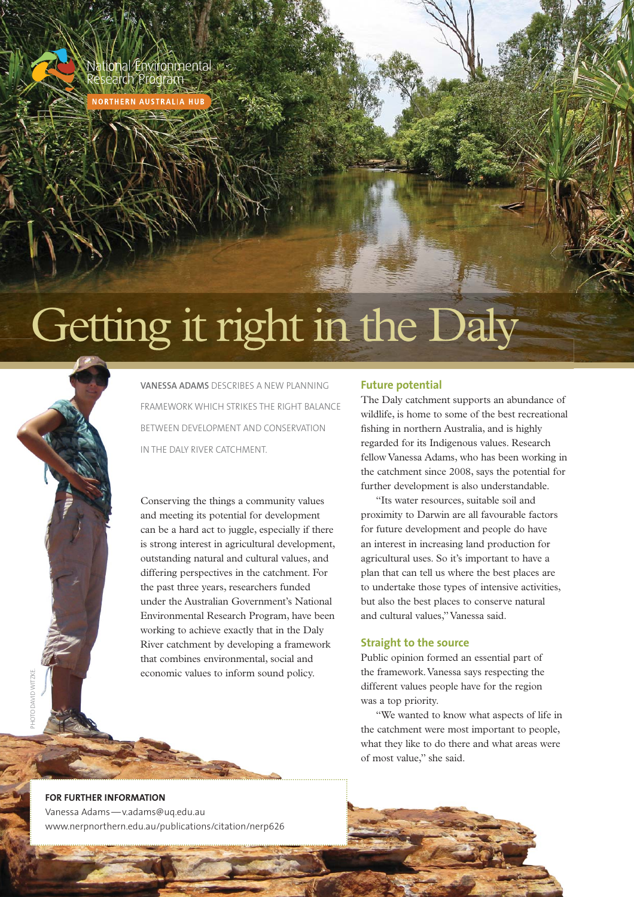National Environmental Research Program

NORTHERN AUSTRALIA HUB

# Getting it right in the Daly

**VANESSA ADAMS** DESCRIBES A NEW PLANNING FRAMEWORK WHICH STRIKES THE RIGHT BALANCE BETWEEN DEVELOPMENT AND CONSERVATION IN THE DALY RIVER CATCHMENT.

Conserving the things a community values and meeting its potential for development can be a hard act to juggle, especially if there is strong interest in agricultural development, outstanding natural and cultural values, and differing perspectives in the catchment. For the past three years, researchers funded under the Australian Government's National Environmental Research Program, have been working to achieve exactly that in the Daly River catchment by developing a framework that combines environmental, social and economic values to inform sound policy.

PHOTO DAVID WITZKE

## Future potential

The Daly catchment supports an abundance of wildlife, is home to some of the best recreational fishing in northern Australia, and is highly regarded for its Indigenous values. Research fellow Vanessa Adams, who has been working in the catchment since 2008, says the potential for further development is also understandable.

"Its water resources, suitable soil and proximity to Darwin are all favourable factors for future development and people do have an interest in increasing land production for agricultural uses. So it's important to have a plan that can tell us where the best places are to undertake those types of intensive activities, but also the best places to conserve natural and cultural values," Vanessa said.

## Straight to the source

Public opinion formed an essential part of the framework. Vanessa says respecting the different values people have for the region was a top priority.

"We wanted to know what aspects of life in the catchment were most important to people, what they like to do there and what areas were of most value," she said.

**FOR FURTHER INFORMATION**

Vanessa Adams—v.adams@uq.edu.au

www.nerpnorthern.edu.au/publications/citation/nerp626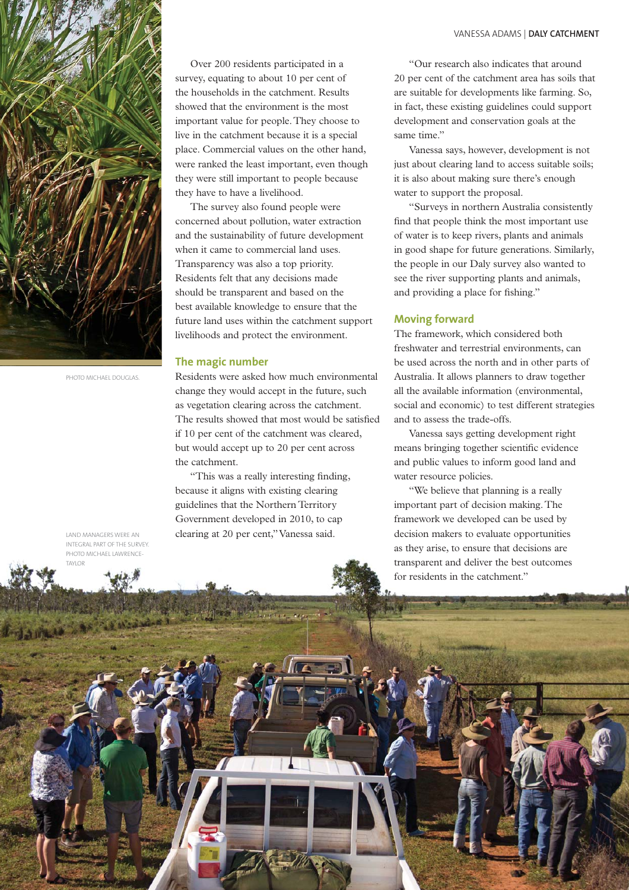PHOTO MICHAEL DOUGLAS.

Over 200 residents participated in a survey, equating to about 10 per cent of the households in the catchment. Results showed that the environment is the most important value for people. They choose to live in the catchment because it is a special place. Commercial values on the other hand, were ranked the least important, even though they were still important to people because they have to have a livelihood.

The survey also found people were concerned about pollution, water extraction and the sustainability of future development when it came to commercial land uses. Transparency was also a top priority. Residents felt that any decisions made should be transparent and based on the best available knowledge to ensure that the future land uses within the catchment support livelihoods and protect the environment.

## The magic number

Residents were asked how much environmental change they would accept in the future, such as vegetation clearing across the catchment. The results showed that most would be satisfied if 10 per cent of the catchment was cleared, but would accept up to 20 per cent across the catchment.

"This was a really interesting finding, because it aligns with existing clearing guidelines that the Northern Territory Government developed in 2010, to cap clearing at 20 per cent," Vanessa said.

"Our research also indicates that around 20 per cent of the catchment area has soils that are suitable for developments like farming. So, in fact, these existing guidelines could support development and conservation goals at the same time."

Vanessa says, however, development is not just about clearing land to access suitable soils; it is also about making sure there's enough water to support the proposal.

"Surveys in northern Australia consistently find that people think the most important use of water is to keep rivers, plants and animals in good shape for future generations. Similarly, the people in our Daly survey also wanted to see the river supporting plants and animals, and providing a place for fishing."

## Moving forward

The framework, which considered both freshwater and terrestrial environments, can be used across the north and in other parts of Australia. It allows planners to draw together all the available information (environmental, social and economic) to test different strategies and to assess the trade-offs.

Vanessa says getting development right means bringing together scientific evidence and public values to inform good land and water resource policies.

"We believe that planning is a really important part of decision making. The framework we developed can be used by decision makers to evaluate opportunities as they arise, to ensure that decisions are transparent and deliver the best outcomes for residents in the catchment."

LAND MANAGERS WERE AN INTEGRAL PART OF THE SURVEY. PHOTO MICHAEL LAWRENCE-TAYLOR